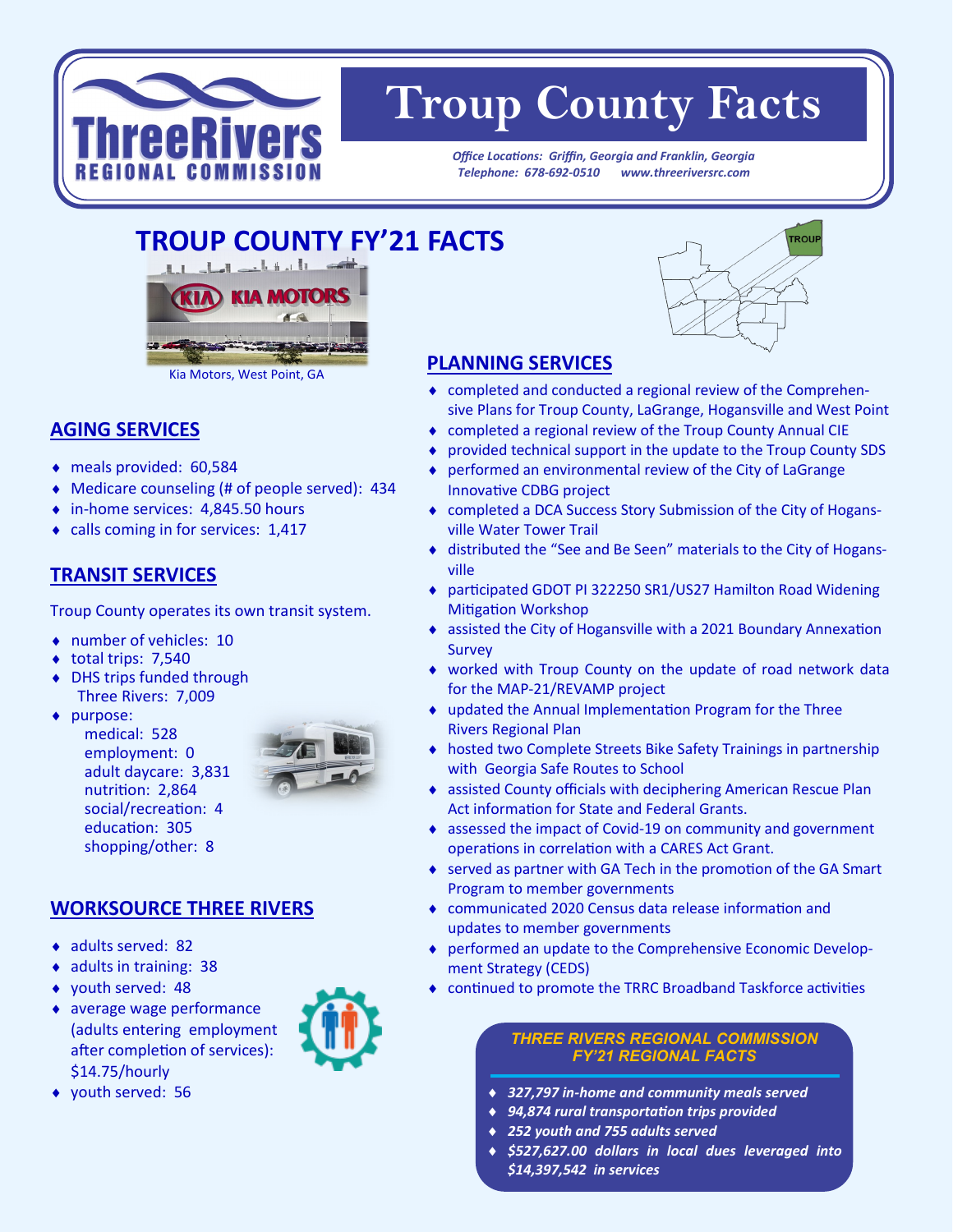# Troup County Facts

*Office Locations: Griffin, Georgia and Franklin, Georgia*
*Telephone: 678-692-0510 www.threeriversrc.com*

## TROUP COUNTY FY'21 FACTS

Kia Motors, West Point, GA

### AGING SERVICES

- meals provided: 60,584
- Medicare counseling (# of people served): 434
- in-home services: 4,845.50 hours
- calls coming in for services: 1,417

### TRANSIT SERVICES

Troup County operates its own transit system.

- number of vehicles: 10
- total trips: 7,540
- DHS trips funded through Three Rivers: 7,009
- purpose:
  - medical: 528
  - employment: 0
  - adult daycare: 3,831
  - nutrition: 2,864
  - social/recreation: 4
  - education: 305
  - shopping/other: 8

### WORKSOURCE THREE RIVERS

- adults served: 82
- adults in training: 38
- youth served: 48
- average wage performance (adults entering employment after completion of services): $14.75/hourly
- youth served: 56

### PLANNING SERVICES

- completed and conducted a regional review of the Comprehensive Plans for Troup County, LaGrange, Hogansville and West Point
- completed a regional review of the Troup County Annual CIE
- provided technical support in the update to the Troup County SDS
- performed an environmental review of the City of LaGrange Innovative CDBG project
- completed a DCA Success Story Submission of the City of Hogansville Water Tower Trail
- distributed the "See and Be Seen" materials to the City of Hogansville
- participated GDOT PI 322250 SR1/US27 Hamilton Road Widening Mitigation Workshop
- assisted the City of Hogansville with a 2021 Boundary Annexation Survey
- worked with Troup County on the update of road network data for the MAP-21/REVAMP project
- updated the Annual Implementation Program for the Three Rivers Regional Plan
- hosted two Complete Streets Bike Safety Trainings in partnership with Georgia Safe Routes to School
- assisted County officials with deciphering American Rescue Plan Act information for State and Federal Grants.
- assessed the impact of Covid-19 on community and government operations in correlation with a CARES Act Grant.
- served as partner with GA Tech in the promotion of the GA Smart Program to member governments
- communicated 2020 Census data release information and updates to member governments
- performed an update to the Comprehensive Economic Development Strategy (CEDS)
- continued to promote the TRRC Broadband Taskforce activities

### *THREE RIVERS REGIONAL COMMISSION FY'21 REGIONAL FACTS*

- ***327,797 in-home and community meals served***
- ***94,874 rural transportation trips provided***
- ***252 youth and 755 adults served***
- ***$527,627.00 dollars in local dues leveraged into $14,397,542 in services***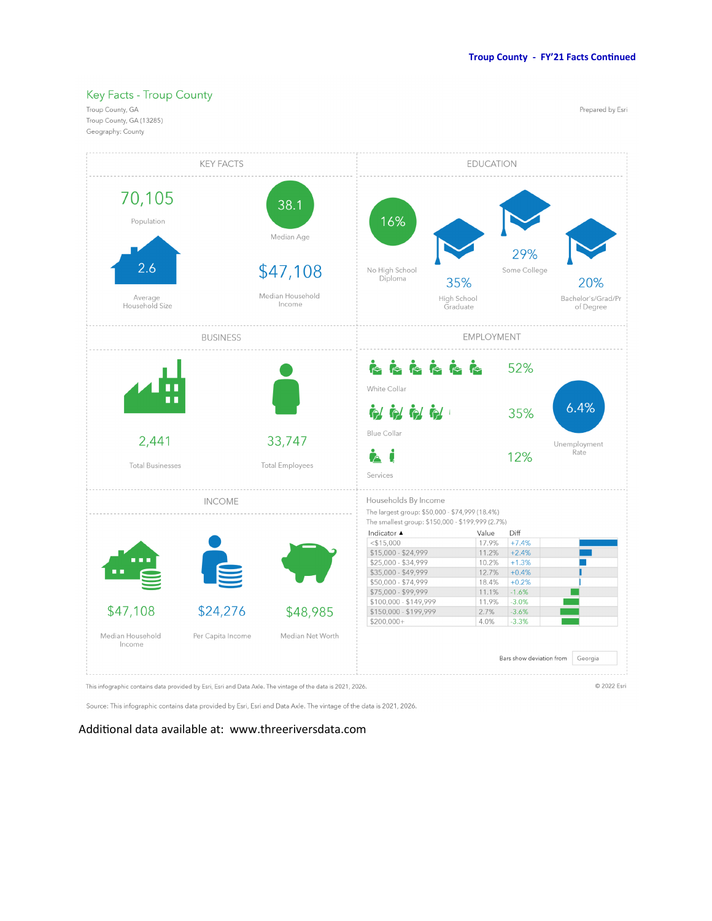**Troup County - FY'21 Facts Continued**

## Key Facts - Troup County

Troup County, GA
Troup County, GA (13285)
Geography: County

Prepared by Esri

### KEY FACTS

70,105
Population

38.1
Median Age

2.6
Average Household Size

$47,108
Median Household Income

### EDUCATION

16%
No High School Diploma

35%
High School Graduate

29%
Some College

20%
Bachelor's/Grad/Prof Degree

### BUSINESS

2,441
Total Businesses

33,747
Total Employees

### EMPLOYMENT

White Collar
52%

Blue Collar
35%

Services
12%

6.4%
Unemployment Rate

### INCOME

$47,108
Median Household Income

$24,276
Per Capita Income

$48,985
Median Net Worth

### Households By Income

The largest group: $50,000 - $74,999 (18.4%)
The smallest group: $150,000 - $199,999 (2.7%)

| Indicator ▲ | Value | Diff |
|---|---|---|
| <$15,000 | 17.9% | +7.4% |
| $15,000 - $24,999 | 11.2% | +2.4% |
| $25,000 - $34,999 | 10.2% | +1.3% |
| $35,000 - $49,999 | 12.7% | +0.4% |
| $50,000 - $74,999 | 18.4% | +0.2% |
| $75,000 - $99,999 | 11.1% | -1.6% |
| $100,000 - $149,999 | 11.9% | -3.0% |
| $150,000 - $199,999 | 2.7% | -3.6% |
| $200,000+ | 4.0% | -3.3% |

Bars show deviation from Georgia

This infographic contains data provided by Esri, Esri and Data Axle. The vintage of the data is 2021, 2026.

© 2022 Esri

Source: This infographic contains data provided by Esri, Esri and Data Axle. The vintage of the data is 2021, 2026.

Additional data available at: www.threeriversdata.com